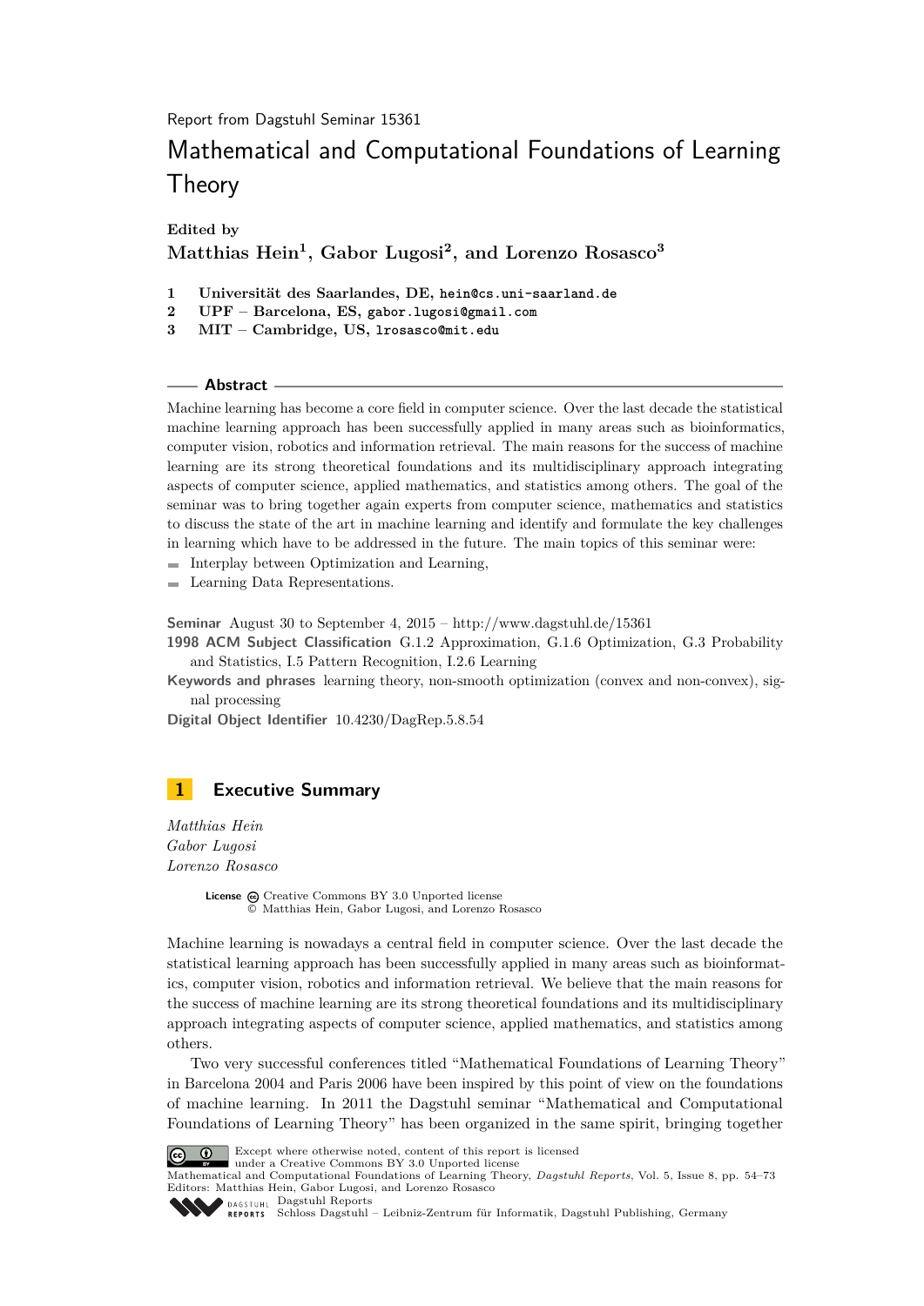Report from Dagstuhl Seminar 15361

# Mathematical and Computational Foundations of Learning Theory

**Edited by**
**Matthias Hein[1], Gabor Lugosi[2], and Lorenzo Rosasco[3]**

1. **Universität des Saarlandes, DE,** hein@cs.uni-saarland.de
2. **UPF – Barcelona, ES,** gabor.lugosi@gmail.com
3. **MIT – Cambridge, US,** lrosasco@mit.edu

## Abstract

Machine learning has become a core field in computer science. Over the last decade the statistical machine learning approach has been successfully applied in many areas such as bioinformatics, computer vision, robotics and information retrieval. The main reasons for the success of machine learning are its strong theoretical foundations and its multidisciplinary approach integrating aspects of computer science, applied mathematics, and statistics among others. The goal of the seminar was to bring together again experts from computer science, mathematics and statistics to discuss the state of the art in machine learning and identify and formulate the key challenges in learning which have to be addressed in the future. The main topics of this seminar were:

- Interplay between Optimization and Learning,
- Learning Data Representations.

**Seminar** August 30 to September 4, 2015 – http://www.dagstuhl.de/15361

**1998 ACM Subject Classification** G.1.2 Approximation, G.1.6 Optimization, G.3 Probability and Statistics, I.5 Pattern Recognition, I.2.6 Learning

**Keywords and phrases** learning theory, non-smooth optimization (convex and non-convex), signal processing

**Digital Object Identifier** 10.4230/DagRep.5.8.54

## 1 Executive Summary

*Matthias Hein*
*Gabor Lugosi*
*Lorenzo Rosasco*

**License** Creative Commons BY 3.0 Unported license
© Matthias Hein, Gabor Lugosi, and Lorenzo Rosasco

Machine learning is nowadays a central field in computer science. Over the last decade the statistical learning approach has been successfully applied in many areas such as bioinformatics, computer vision, robotics and information retrieval. We believe that the main reasons for the success of machine learning are its strong theoretical foundations and its multidisciplinary approach integrating aspects of computer science, applied mathematics, and statistics among others.

Two very successful conferences titled "Mathematical Foundations of Learning Theory" in Barcelona 2004 and Paris 2006 have been inspired by this point of view on the foundations of machine learning. In 2011 the Dagstuhl seminar "Mathematical and Computational Foundations of Learning Theory" has been organized in the same spirit, bringing together

Except where otherwise noted, content of this report is licensed under a Creative Commons BY 3.0 Unported license
Mathematical and Computational Foundations of Learning Theory, *Dagstuhl Reports*, Vol. 5, Issue 8, pp. 54–73
Editors: Matthias Hein, Gabor Lugosi, and Lorenzo Rosasco
Dagstuhl Reports
Schloss Dagstuhl – Leibniz-Zentrum für Informatik, Dagstuhl Publishing, Germany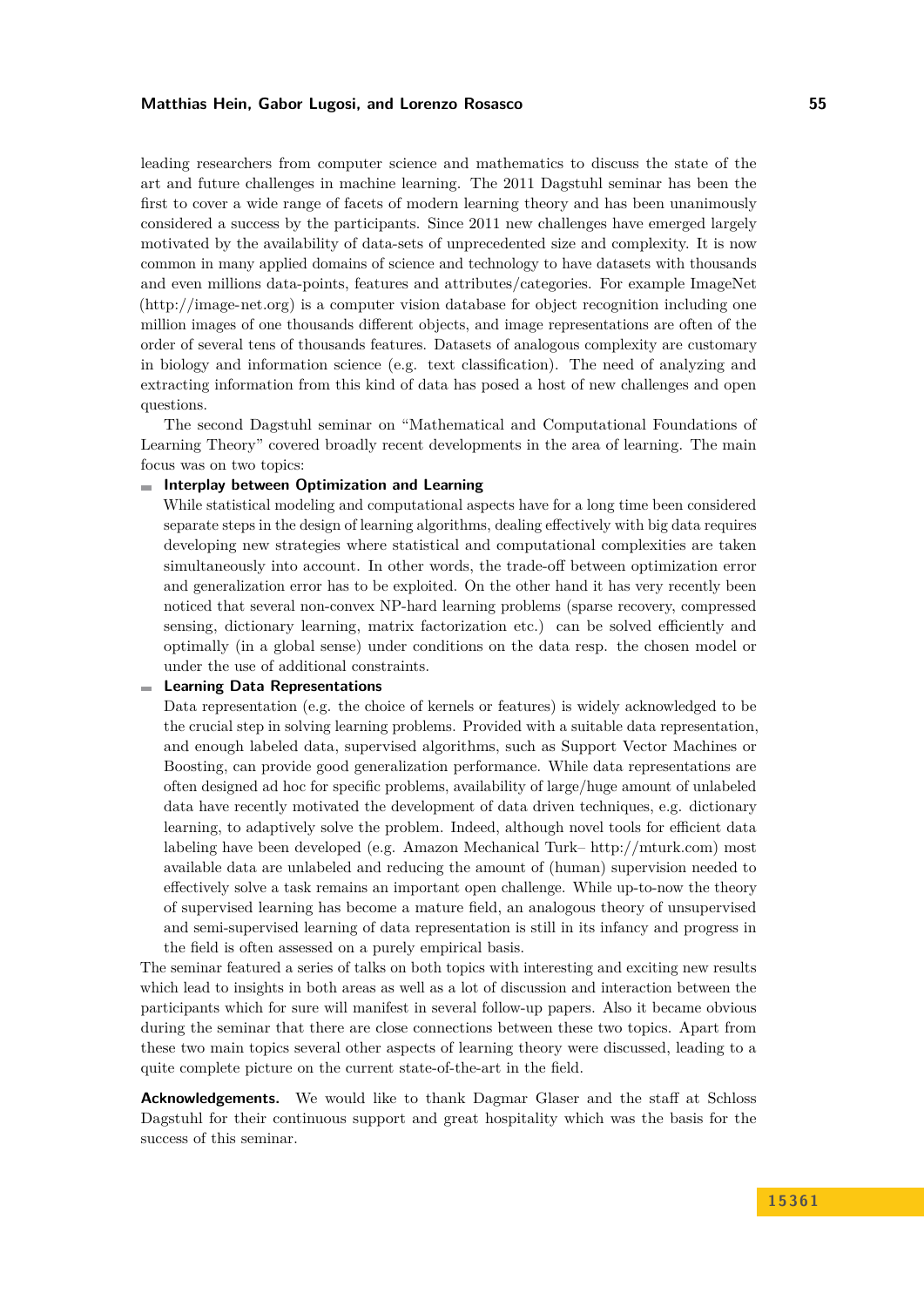leading researchers from computer science and mathematics to discuss the state of the art and future challenges in machine learning. The 2011 Dagstuhl seminar has been the first to cover a wide range of facets of modern learning theory and has been unanimously considered a success by the participants. Since 2011 new challenges have emerged largely motivated by the availability of data-sets of unprecedented size and complexity. It is now common in many applied domains of science and technology to have datasets with thousands and even millions data-points, features and attributes/categories. For example ImageNet (http://image-net.org) is a computer vision database for object recognition including one million images of one thousands different objects, and image representations are often of the order of several tens of thousands features. Datasets of analogous complexity are customary in biology and information science (e.g. text classification). The need of analyzing and extracting information from this kind of data has posed a host of new challenges and open questions.

The second Dagstuhl seminar on "Mathematical and Computational Foundations of Learning Theory" covered broadly recent developments in the area of learning. The main focus was on two topics:

- **Interplay between Optimization and Learning**
  While statistical modeling and computational aspects have for a long time been considered separate steps in the design of learning algorithms, dealing effectively with big data requires developing new strategies where statistical and computational complexities are taken simultaneously into account. In other words, the trade-off between optimization error and generalization error has to be exploited. On the other hand it has very recently been noticed that several non-convex NP-hard learning problems (sparse recovery, compressed sensing, dictionary learning, matrix factorization etc.) can be solved efficiently and optimally (in a global sense) under conditions on the data resp. the chosen model or under the use of additional constraints.
- **Learning Data Representations**
  Data representation (e.g. the choice of kernels or features) is widely acknowledged to be the crucial step in solving learning problems. Provided with a suitable data representation, and enough labeled data, supervised algorithms, such as Support Vector Machines or Boosting, can provide good generalization performance. While data representations are often designed ad hoc for specific problems, availability of large/huge amount of unlabeled data have recently motivated the development of data driven techniques, e.g. dictionary learning, to adaptively solve the problem. Indeed, although novel tools for efficient data labeling have been developed (e.g. Amazon Mechanical Turk– http://mturk.com) most available data are unlabeled and reducing the amount of (human) supervision needed to effectively solve a task remains an important open challenge. While up-to-now the theory of supervised learning has become a mature field, an analogous theory of unsupervised and semi-supervised learning of data representation is still in its infancy and progress in the field is often assessed on a purely empirical basis.

The seminar featured a series of talks on both topics with interesting and exciting new results which lead to insights in both areas as well as a lot of discussion and interaction between the participants which for sure will manifest in several follow-up papers. Also it became obvious during the seminar that there are close connections between these two topics. Apart from these two main topics several other aspects of learning theory were discussed, leading to a quite complete picture on the current state-of-the-art in the field.

**Acknowledgements.** We would like to thank Dagmar Glaser and the staff at Schloss Dagstuhl for their continuous support and great hospitality which was the basis for the success of this seminar.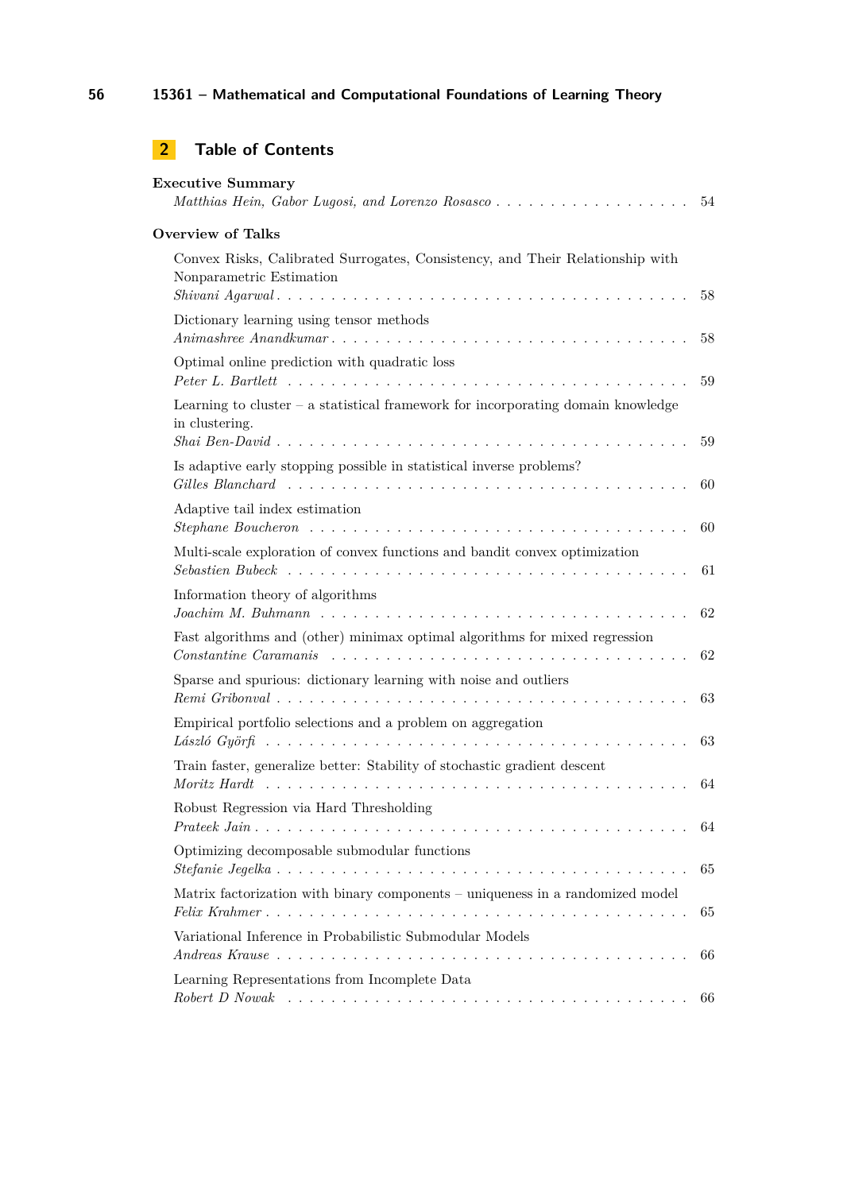## 2 Table of Contents

**Executive Summary**

*Matthias Hein, Gabor Lugosi, and Lorenzo Rosasco* . . . . . 54

**Overview of Talks**

Convex Risks, Calibrated Surrogates, Consistency, and Their Relationship with Nonparametric Estimation
*Shivani Agarwal* . . . . . 58

Dictionary learning using tensor methods
*Animashree Anandkumar* . . . . . 58

Optimal online prediction with quadratic loss
*Peter L. Bartlett* . . . . . 59

Learning to cluster – a statistical framework for incorporating domain knowledge in clustering.
*Shai Ben-David* . . . . . 59

Is adaptive early stopping possible in statistical inverse problems?
*Gilles Blanchard* . . . . . 60

Adaptive tail index estimation
*Stephane Boucheron* . . . . . 60

Multi-scale exploration of convex functions and bandit convex optimization
*Sebastien Bubeck* . . . . . 61

Information theory of algorithms
*Joachim M. Buhmann* . . . . . 62

Fast algorithms and (other) minimax optimal algorithms for mixed regression
*Constantine Caramanis* . . . . . 62

Sparse and spurious: dictionary learning with noise and outliers
*Remi Gribonval* . . . . . 63

Empirical portfolio selections and a problem on aggregation
*László Györfi* . . . . . 63

Train faster, generalize better: Stability of stochastic gradient descent
*Moritz Hardt* . . . . . 64

Robust Regression via Hard Thresholding
*Prateek Jain* . . . . . 64

Optimizing decomposable submodular functions
*Stefanie Jegelka* . . . . . 65

Matrix factorization with binary components – uniqueness in a randomized model
*Felix Krahmer* . . . . . 65

Variational Inference in Probabilistic Submodular Models
*Andreas Krause* . . . . . 66

Learning Representations from Incomplete Data
*Robert D Nowak* . . . . . 66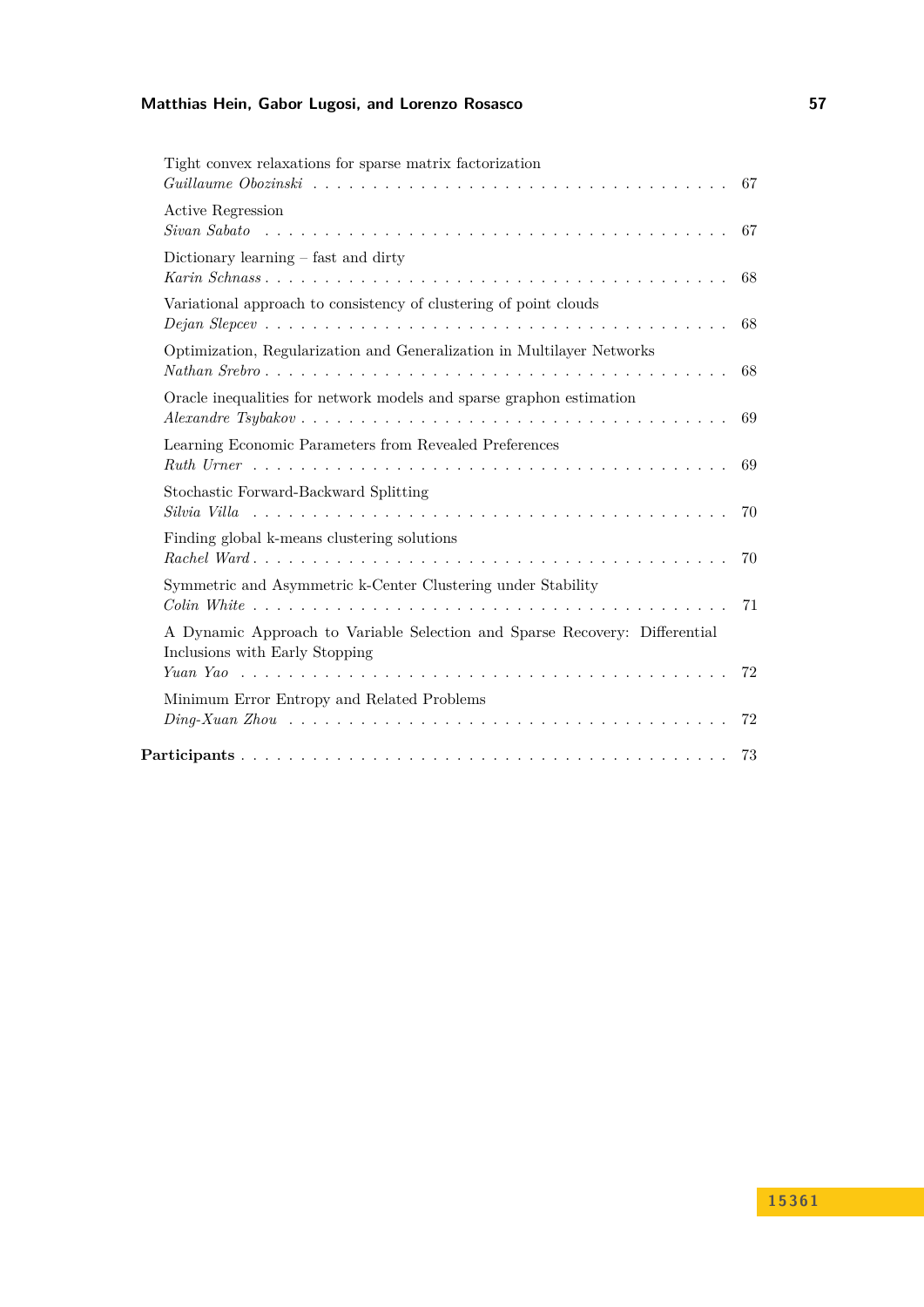Tight convex relaxations for sparse matrix factorization
*Guillaume Obozinski* . . . . . . . . . . . . . . . . . . . . . . . . . . . . . . . . . 67

Active Regression
*Sivan Sabato* . . . . . . . . . . . . . . . . . . . . . . . . . . . . . . . . . . . . 67

Dictionary learning – fast and dirty
*Karin Schnass* . . . . . . . . . . . . . . . . . . . . . . . . . . . . . . . . . . . 68

Variational approach to consistency of clustering of point clouds
*Dejan Slepcev* . . . . . . . . . . . . . . . . . . . . . . . . . . . . . . . . . . . 68

Optimization, Regularization and Generalization in Multilayer Networks
*Nathan Srebro* . . . . . . . . . . . . . . . . . . . . . . . . . . . . . . . . . . . 68

Oracle inequalities for network models and sparse graphon estimation
*Alexandre Tsybakov* . . . . . . . . . . . . . . . . . . . . . . . . . . . . . . . . 69

Learning Economic Parameters from Revealed Preferences
*Ruth Urner* . . . . . . . . . . . . . . . . . . . . . . . . . . . . . . . . . . . . 69

Stochastic Forward-Backward Splitting
*Silvia Villa* . . . . . . . . . . . . . . . . . . . . . . . . . . . . . . . . . . . . 70

Finding global k-means clustering solutions
*Rachel Ward* . . . . . . . . . . . . . . . . . . . . . . . . . . . . . . . . . . . . 70

Symmetric and Asymmetric k-Center Clustering under Stability
*Colin White* . . . . . . . . . . . . . . . . . . . . . . . . . . . . . . . . . . . . 71

A Dynamic Approach to Variable Selection and Sparse Recovery: Differential Inclusions with Early Stopping
*Yuan Yao* . . . . . . . . . . . . . . . . . . . . . . . . . . . . . . . . . . . . . 72

Minimum Error Entropy and Related Problems
*Ding-Xuan Zhou* . . . . . . . . . . . . . . . . . . . . . . . . . . . . . . . . . . 72

**Participants** . . . . . . . . . . . . . . . . . . . . . . . . . . . . . . . . . . . . 73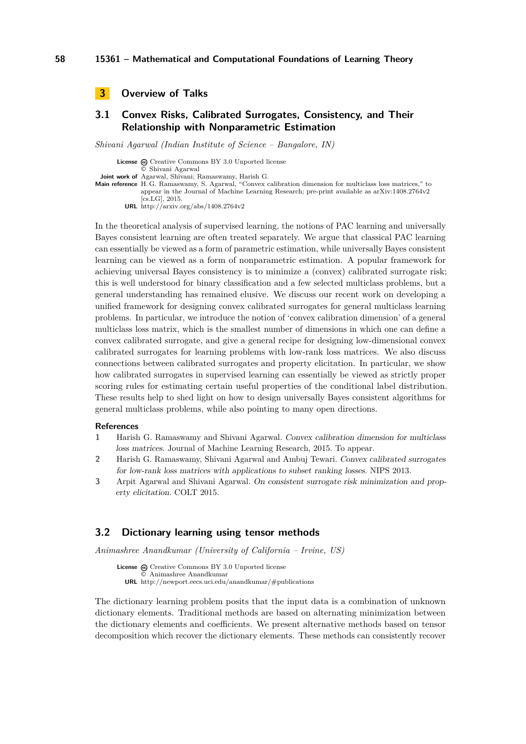# 3 Overview of Talks

## 3.1 Convex Risks, Calibrated Surrogates, Consistency, and Their Relationship with Nonparametric Estimation

*Shivani Agarwal (Indian Institute of Science – Bangalore, IN)*

**License** Creative Commons BY 3.0 Unported license
© Shivani Agarwal
**Joint work of** Agarwal, Shivani; Ramaswamy, Harish G.
**Main reference** H. G. Ramaswamy, S. Agarwal, "Convex calibration dimension for multiclass loss matrices," to appear in the Journal of Machine Learning Research; pre-print available as arXiv:1408.2764v2 [cs.LG], 2015.
**URL** http://arxiv.org/abs/1408.2764v2

In the theoretical analysis of supervised learning, the notions of PAC learning and universally Bayes consistent learning are often treated separately. We argue that classical PAC learning can essentially be viewed as a form of parametric estimation, while universally Bayes consistent learning can be viewed as a form of nonparametric estimation. A popular framework for achieving universal Bayes consistency is to minimize a (convex) calibrated surrogate risk; this is well understood for binary classification and a few selected multiclass problems, but a general understanding has remained elusive. We discuss our recent work on developing a unified framework for designing convex calibrated surrogates for general multiclass learning problems. In particular, we introduce the notion of 'convex calibration dimension' of a general multiclass loss matrix, which is the smallest number of dimensions in which one can define a convex calibrated surrogate, and give a general recipe for designing low-dimensional convex calibrated surrogates for learning problems with low-rank loss matrices. We also discuss connections between calibrated surrogates and property elicitation. In particular, we show how calibrated surrogates in supervised learning can essentially be viewed as strictly proper scoring rules for estimating certain useful properties of the conditional label distribution. These results help to shed light on how to design universally Bayes consistent algorithms for general multiclass problems, while also pointing to many open directions.

### References

1. Harish G. Ramaswamy and Shivani Agarwal. *Convex calibration dimension for multiclass loss matrices.* Journal of Machine Learning Research, 2015. To appear.
2. Harish G. Ramaswamy, Shivani Agarwal and Ambuj Tewari. *Convex calibrated surrogates for low-rank loss matrices with applications to subset ranking losses.* NIPS 2013.
3. Arpit Agarwal and Shivani Agarwal. *On consistent surrogate risk minimization and property elicitation.* COLT 2015.

## 3.2 Dictionary learning using tensor methods

*Animashree Anandkumar (University of California – Irvine, US)*

**License** Creative Commons BY 3.0 Unported license
© Animashree Anandkumar
**URL** http://newport.eecs.uci.edu/anandkumar/#publications

The dictionary learning problem posits that the input data is a combination of unknown dictionary elements. Traditional methods are based on alternating minimization between the dictionary elements and coefficients. We present alternative methods based on tensor decomposition which recover the dictionary elements. These methods can consistently recover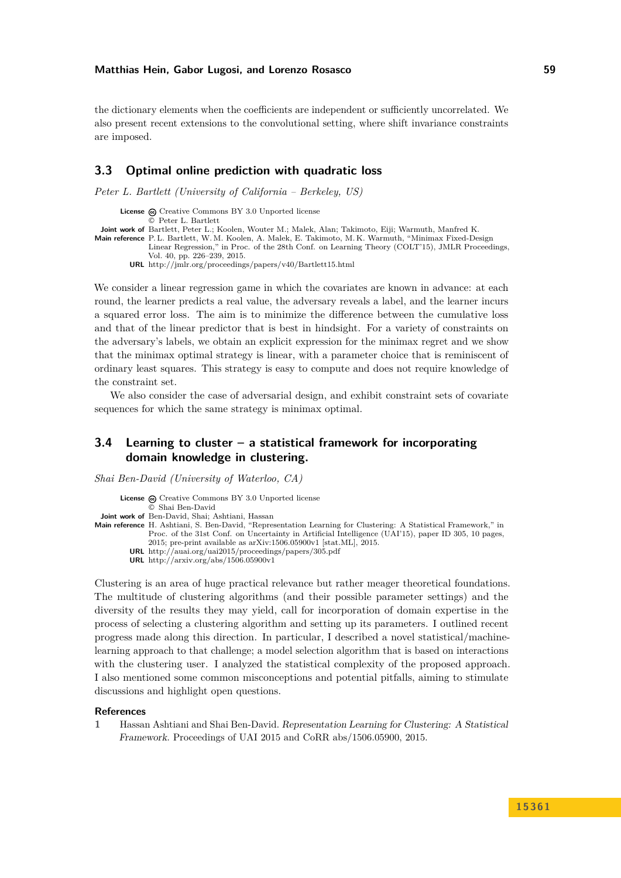the dictionary elements when the coefficients are independent or sufficiently uncorrelated. We also present recent extensions to the convolutional setting, where shift invariance constraints are imposed.

## 3.3 Optimal online prediction with quadratic loss

*Peter L. Bartlett (University of California – Berkeley, US)*

**License** Creative Commons BY 3.0 Unported license
© Peter L. Bartlett
**Joint work of** Bartlett, Peter L.; Koolen, Wouter M.; Malek, Alan; Takimoto, Eiji; Warmuth, Manfred K.
**Main reference** P. L. Bartlett, W. M. Koolen, A. Malek, E. Takimoto, M. K. Warmuth, "Minimax Fixed-Design Linear Regression," in Proc. of the 28th Conf. on Learning Theory (COLT'15), JMLR Proceedings, Vol. 40, pp. 226–239, 2015.
**URL** http://jmlr.org/proceedings/papers/v40/Bartlett15.html

We consider a linear regression game in which the covariates are known in advance: at each round, the learner predicts a real value, the adversary reveals a label, and the learner incurs a squared error loss. The aim is to minimize the difference between the cumulative loss and that of the linear predictor that is best in hindsight. For a variety of constraints on the adversary's labels, we obtain an explicit expression for the minimax regret and we show that the minimax optimal strategy is linear, with a parameter choice that is reminiscent of ordinary least squares. This strategy is easy to compute and does not require knowledge of the constraint set.

We also consider the case of adversarial design, and exhibit constraint sets of covariate sequences for which the same strategy is minimax optimal.

## 3.4 Learning to cluster – a statistical framework for incorporating domain knowledge in clustering.

*Shai Ben-David (University of Waterloo, CA)*

**License** Creative Commons BY 3.0 Unported license
© Shai Ben-David
**Joint work of** Ben-David, Shai; Ashtiani, Hassan
**Main reference** H. Ashtiani, S. Ben-David, "Representation Learning for Clustering: A Statistical Framework," in Proc. of the 31st Conf. on Uncertainty in Artificial Intelligence (UAI'15), paper ID 305, 10 pages, 2015; pre-print available as arXiv:1506.05900v1 [stat.ML], 2015.
**URL** http://auai.org/uai2015/proceedings/papers/305.pdf
**URL** http://arxiv.org/abs/1506.05900v1

Clustering is an area of huge practical relevance but rather meager theoretical foundations. The multitude of clustering algorithms (and their possible parameter settings) and the diversity of the results they may yield, call for incorporation of domain expertise in the process of selecting a clustering algorithm and setting up its parameters. I outlined recent progress made along this direction. In particular, I described a novel statistical/machine-learning approach to that challenge; a model selection algorithm that is based on interactions with the clustering user. I analyzed the statistical complexity of the proposed approach. I also mentioned some common misconceptions and potential pitfalls, aiming to stimulate discussions and highlight open questions.

### References

1. Hassan Ashtiani and Shai Ben-David. *Representation Learning for Clustering: A Statistical Framework*. Proceedings of UAI 2015 and CoRR abs/1506.05900, 2015.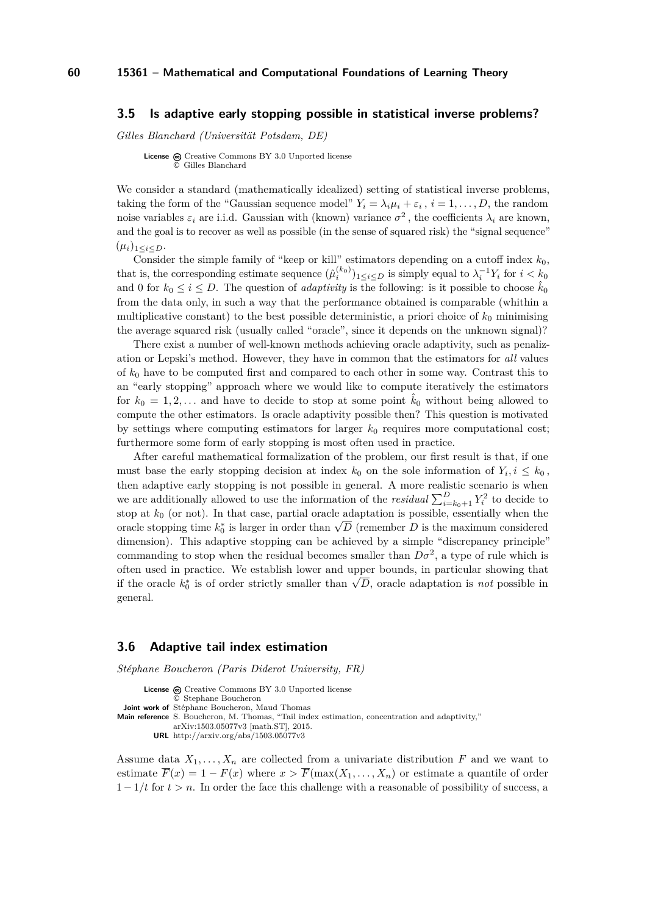### 3.5 Is adaptive early stopping possible in statistical inverse problems?

*Gilles Blanchard (Universität Potsdam, DE)*

**License** Creative Commons BY 3.0 Unported license
© Gilles Blanchard

We consider a standard (mathematically idealized) setting of statistical inverse problems, taking the form of the "Gaussian sequence model" $Y_i = \lambda_i \mu_i + \varepsilon_i$ , $i = 1, \ldots, D$, the random noise variables $\varepsilon_i$ are i.i.d. Gaussian with (known) variance $\sigma^2$ , the coefficients $\lambda_i$ are known, and the goal is to recover as well as possible (in the sense of squared risk) the "signal sequence" $(\mu_i)_{1 \leq i \leq D}$.

Consider the simple family of "keep or kill" estimators depending on a cutoff index $k_0$, that is, the corresponding estimate sequence $(\hat{\mu}_i^{(k_0)})_{1 \leq i \leq D}$ is simply equal to $\lambda_i^{-1} Y_i$ for $i < k_0$ and 0 for $k_0 \leq i \leq D$. The question of *adaptivity* is the following: is it possible to choose $\hat{k}_0$ from the data only, in such a way that the performance obtained is comparable (whithin a multiplicative constant) to the best possible deterministic, a priori choice of $k_0$ minimising the average squared risk (usually called "oracle", since it depends on the unknown signal)?

There exist a number of well-known methods achieving oracle adaptivity, such as penalization or Lepski's method. However, they have in common that the estimators for *all* values of $k_0$ have to be computed first and compared to each other in some way. Contrast this to an "early stopping" approach where we would like to compute iteratively the estimators for $k_0 = 1, 2, \ldots$ and have to decide to stop at some point $\hat{k}_0$ without being allowed to compute the other estimators. Is oracle adaptivity possible then? This question is motivated by settings where computing estimators for larger $k_0$ requires more computational cost; furthermore some form of early stopping is most often used in practice.

After careful mathematical formalization of the problem, our first result is that, if one must base the early stopping decision at index $k_0$ on the sole information of $Y_i, i \leq k_0$ , then adaptive early stopping is not possible in general. A more realistic scenario is when we are additionally allowed to use the information of the *residual* $\sum_{i=k_0+1}^{D} Y_i^2$ to decide to stop at $k_0$ (or not). In that case, partial oracle adaptation is possible, essentially when the oracle stopping time $k_0^*$ is larger in order than $\sqrt{D}$ (remember $D$ is the maximum considered dimension). This adaptive stopping can be achieved by a simple "discrepancy principle" commanding to stop when the residual becomes smaller than $D\sigma^2$, a type of rule which is often used in practice. We establish lower and upper bounds, in particular showing that if the oracle $k_0^*$ is of order strictly smaller than $\sqrt{D}$, oracle adaptation is *not* possible in general.

### 3.6 Adaptive tail index estimation

*Stéphane Boucheron (Paris Diderot University, FR)*

**License** Creative Commons BY 3.0 Unported license
© Stephane Boucheron
**Joint work of** Stéphane Boucheron, Maud Thomas
**Main reference** S. Boucheron, M. Thomas, "Tail index estimation, concentration and adaptivity," arXiv:1503.05077v3 [math.ST], 2015.
**URL** http://arxiv.org/abs/1503.05077v3

Assume data $X_1, \ldots, X_n$ are collected from a univariate distribution $F$ and we want to estimate $\overline{F}(x) = 1 - F(x)$ where $x > \overline{F}(\max(X_1, \ldots, X_n)$ or estimate a quantile of order $1 - 1/t$ for $t > n$. In order the face this challenge with a reasonable of possibility of success, a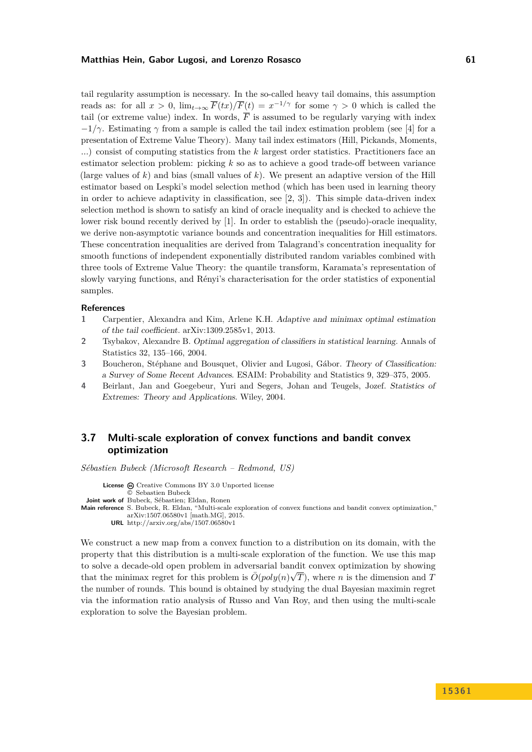tail regularity assumption is necessary. In the so-called heavy tail domains, this assumption reads as: for all $x > 0$, $\lim_{t\to\infty} \overline{F}(tx)/\overline{F}(t) = x^{-1/\gamma}$ for some $\gamma > 0$ which is called the tail (or extreme value) index. In words, $\overline{F}$ is assumed to be regularly varying with index $-1/\gamma$. Estimating $\gamma$ from a sample is called the tail index estimation problem (see [4] for a presentation of Extreme Value Theory). Many tail index estimators (Hill, Pickands, Moments, ...) consist of computing statistics from the $k$ largest order statistics. Practitioners face an estimator selection problem: picking $k$ so as to achieve a good trade-off between variance (large values of $k$) and bias (small values of $k$). We present an adaptive version of the Hill estimator based on Lespki's model selection method (which has been used in learning theory in order to achieve adaptivity in classification, see [2, 3]). This simple data-driven index selection method is shown to satisfy an kind of oracle inequality and is checked to achieve the lower risk bound recently derived by [1]. In order to establish the (pseudo)-oracle inequality, we derive non-asymptotic variance bounds and concentration inequalities for Hill estimators. These concentration inequalities are derived from Talagrand's concentration inequality for smooth functions of independent exponentially distributed random variables combined with three tools of Extreme Value Theory: the quantile transform, Karamata's representation of slowly varying functions, and Rényi's characterisation for the order statistics of exponential samples.

#### References

1. Carpentier, Alexandra and Kim, Arlene K.H. *Adaptive and minimax optimal estimation of the tail coefficient*. arXiv:1309.2585v1, 2013.
2. Tsybakov, Alexandre B. *Optimal aggregation of classifiers in statistical learning*. Annals of Statistics 32, 135–166, 2004.
3. Boucheron, Stéphane and Bousquet, Olivier and Lugosi, Gábor. *Theory of Classification: a Survey of Some Recent Advances*. ESAIM: Probability and Statistics 9, 329–375, 2005.
4. Beirlant, Jan and Goegebeur, Yuri and Segers, Johan and Teugels, Jozef. *Statistics of Extremes: Theory and Applications*. Wiley, 2004.

## 3.7 Multi-scale exploration of convex functions and bandit convex optimization

*Sébastien Bubeck (Microsoft Research – Redmond, US)*

**License** Creative Commons BY 3.0 Unported license
© Sebastien Bubeck
**Joint work of** Bubeck, Sébastien; Eldan, Ronen
**Main reference** S. Bubeck, R. Eldan, "Multi-scale exploration of convex functions and bandit convex optimization," arXiv:1507.06580v1 [math.MG], 2015.
**URL** http://arxiv.org/abs/1507.06580v1

We construct a new map from a convex function to a distribution on its domain, with the property that this distribution is a multi-scale exploration of the function. We use this map to solve a decade-old open problem in adversarial bandit convex optimization by showing that the minimax regret for this problem is $\tilde{O}(poly(n)\sqrt{T})$, where $n$ is the dimension and $T$ the number of rounds. This bound is obtained by studying the dual Bayesian maximin regret via the information ratio analysis of Russo and Van Roy, and then using the multi-scale exploration to solve the Bayesian problem.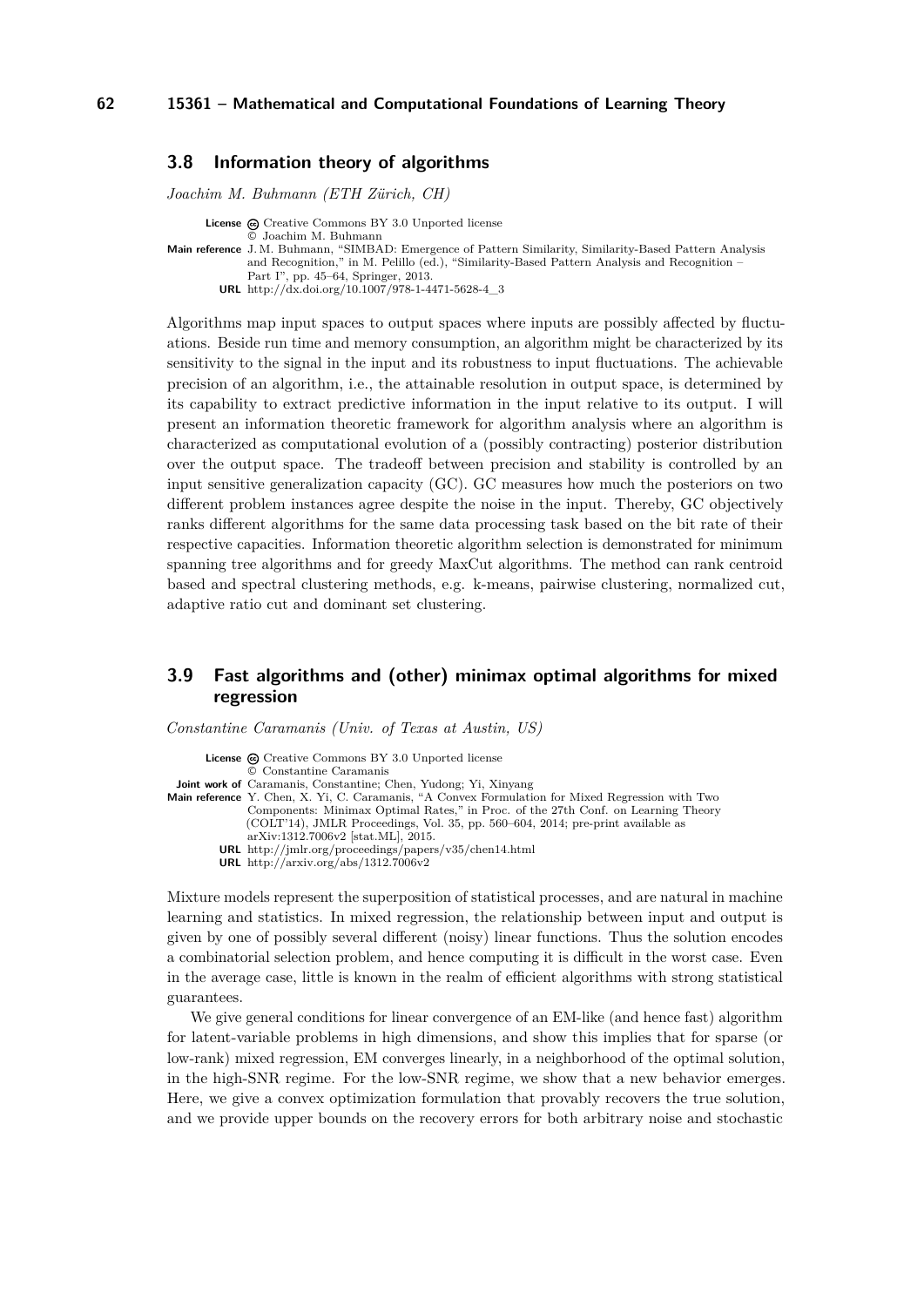## 3.8 Information theory of algorithms

*Joachim M. Buhmann (ETH Zürich, CH)*

**License** Creative Commons BY 3.0 Unported license
© Joachim M. Buhmann
**Main reference** J. M. Buhmann, "SIMBAD: Emergence of Pattern Similarity, Similarity-Based Pattern Analysis and Recognition," in M. Pelillo (ed.), "Similarity-Based Pattern Analysis and Recognition – Part I", pp. 45–64, Springer, 2013.
**URL** http://dx.doi.org/10.1007/978-1-4471-5628-4_3

Algorithms map input spaces to output spaces where inputs are possibly affected by fluctuations. Beside run time and memory consumption, an algorithm might be characterized by its sensitivity to the signal in the input and its robustness to input fluctuations. The achievable precision of an algorithm, i.e., the attainable resolution in output space, is determined by its capability to extract predictive information in the input relative to its output. I will present an information theoretic framework for algorithm analysis where an algorithm is characterized as computational evolution of a (possibly contracting) posterior distribution over the output space. The tradeoff between precision and stability is controlled by an input sensitive generalization capacity (GC). GC measures how much the posteriors on two different problem instances agree despite the noise in the input. Thereby, GC objectively ranks different algorithms for the same data processing task based on the bit rate of their respective capacities. Information theoretic algorithm selection is demonstrated for minimum spanning tree algorithms and for greedy MaxCut algorithms. The method can rank centroid based and spectral clustering methods, e.g. k-means, pairwise clustering, normalized cut, adaptive ratio cut and dominant set clustering.

## 3.9 Fast algorithms and (other) minimax optimal algorithms for mixed regression

*Constantine Caramanis (Univ. of Texas at Austin, US)*

**License** Creative Commons BY 3.0 Unported license
© Constantine Caramanis
**Joint work of** Caramanis, Constantine; Chen, Yudong; Yi, Xinyang
**Main reference** Y. Chen, X. Yi, C. Caramanis, "A Convex Formulation for Mixed Regression with Two Components: Minimax Optimal Rates," in Proc. of the 27th Conf. on Learning Theory (COLT'14), JMLR Proceedings, Vol. 35, pp. 560–604, 2014; pre-print available as arXiv:1312.7006v2 [stat.ML], 2015.
**URL** http://jmlr.org/proceedings/papers/v35/chen14.html
**URL** http://arxiv.org/abs/1312.7006v2

Mixture models represent the superposition of statistical processes, and are natural in machine learning and statistics. In mixed regression, the relationship between input and output is given by one of possibly several different (noisy) linear functions. Thus the solution encodes a combinatorial selection problem, and hence computing it is difficult in the worst case. Even in the average case, little is known in the realm of efficient algorithms with strong statistical guarantees.

We give general conditions for linear convergence of an EM-like (and hence fast) algorithm for latent-variable problems in high dimensions, and show this implies that for sparse (or low-rank) mixed regression, EM converges linearly, in a neighborhood of the optimal solution, in the high-SNR regime. For the low-SNR regime, we show that a new behavior emerges. Here, we give a convex optimization formulation that provably recovers the true solution, and we provide upper bounds on the recovery errors for both arbitrary noise and stochastic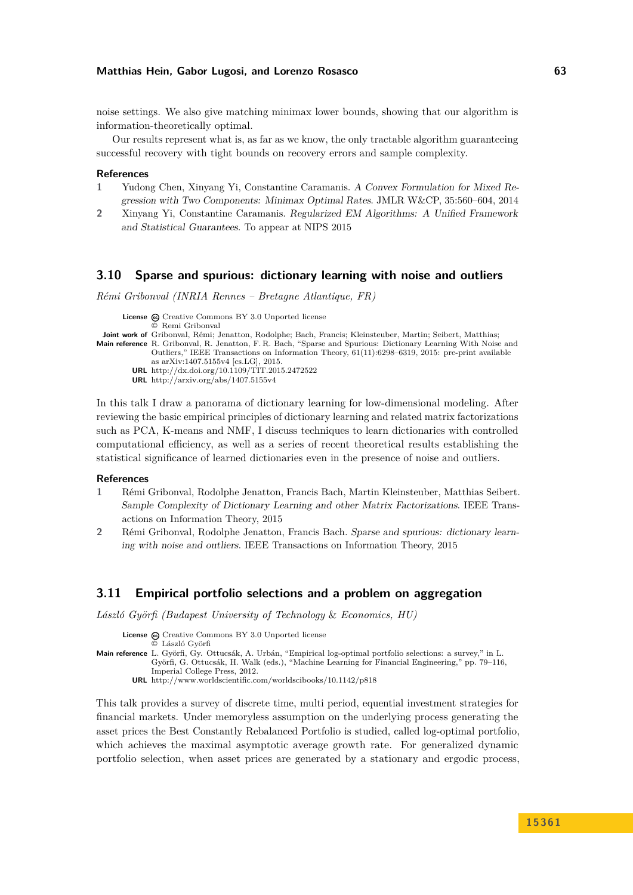noise settings. We also give matching minimax lower bounds, showing that our algorithm is information-theoretically optimal.

Our results represent what is, as far as we know, the only tractable algorithm guaranteeing successful recovery with tight bounds on recovery errors and sample complexity.

**References**

1. Yudong Chen, Xinyang Yi, Constantine Caramanis. *A Convex Formulation for Mixed Regression with Two Components: Minimax Optimal Rates*. JMLR W&CP, 35:560–604, 2014
2. Xinyang Yi, Constantine Caramanis. *Regularized EM Algorithms: A Unified Framework and Statistical Guarantees*. To appear at NIPS 2015

## 3.10 Sparse and spurious: dictionary learning with noise and outliers

*Rémi Gribonval (INRIA Rennes – Bretagne Atlantique, FR)*

**License** Creative Commons BY 3.0 Unported license
© Remi Gribonval
**Joint work of** Gribonval, Rémi; Jenatton, Rodolphe; Bach, Francis; Kleinsteuber, Martin; Seibert, Matthias;
**Main reference** R. Gribonval, R. Jenatton, F. R. Bach, "Sparse and Spurious: Dictionary Learning With Noise and Outliers," IEEE Transactions on Information Theory, 61(11):6298–6319, 2015: pre-print available as arXiv:1407.5155v4 [cs.LG], 2015.
**URL** http://dx.doi.org/10.1109/TIT.2015.2472522
**URL** http://arxiv.org/abs/1407.5155v4

In this talk I draw a panorama of dictionary learning for low-dimensional modeling. After reviewing the basic empirical principles of dictionary learning and related matrix factorizations such as PCA, K-means and NMF, I discuss techniques to learn dictionaries with controlled computational efficiency, as well as a series of recent theoretical results establishing the statistical significance of learned dictionaries even in the presence of noise and outliers.

**References**

1. Rémi Gribonval, Rodolphe Jenatton, Francis Bach, Martin Kleinsteuber, Matthias Seibert. *Sample Complexity of Dictionary Learning and other Matrix Factorizations*. IEEE Transactions on Information Theory, 2015
2. Rémi Gribonval, Rodolphe Jenatton, Francis Bach. *Sparse and spurious: dictionary learning with noise and outliers*. IEEE Transactions on Information Theory, 2015

## 3.11 Empirical portfolio selections and a problem on aggregation

*László Györfi (Budapest University of Technology & Economics, HU)*

**License** Creative Commons BY 3.0 Unported license
© László Györfi
**Main reference** L. Györfi, Gy. Ottucsák, A. Urbán, "Empirical log-optimal portfolio selections: a survey," in L. Györfi, G. Ottucsák, H. Walk (eds.), "Machine Learning for Financial Engineering," pp. 79–116, Imperial College Press, 2012.
**URL** http://www.worldscientific.com/worldscibooks/10.1142/p818

This talk provides a survey of discrete time, multi period, equential investment strategies for financial markets. Under memoryless assumption on the underlying process generating the asset prices the Best Constantly Rebalanced Portfolio is studied, called log-optimal portfolio, which achieves the maximal asymptotic average growth rate. For generalized dynamic portfolio selection, when asset prices are generated by a stationary and ergodic process,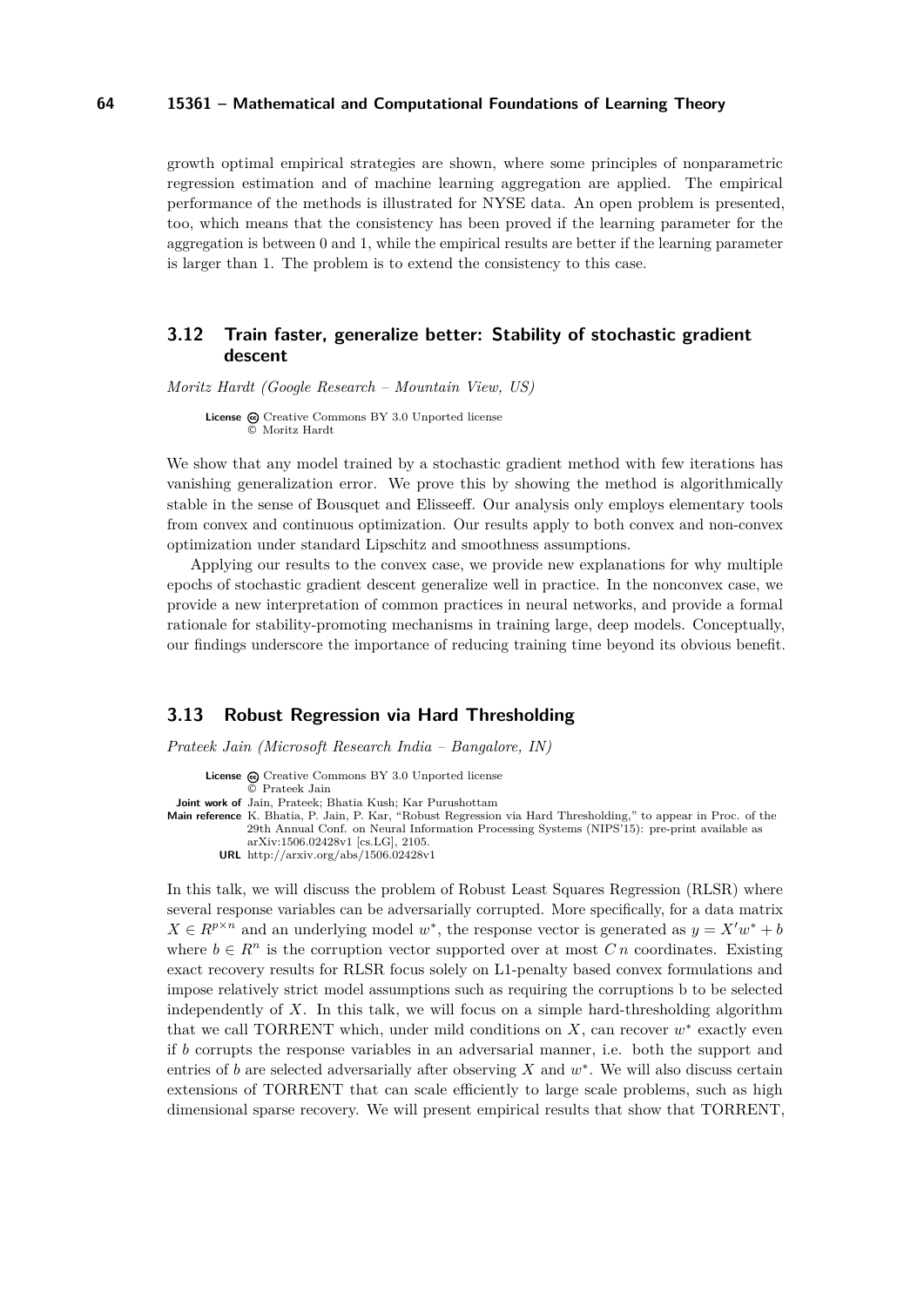growth optimal empirical strategies are shown, where some principles of nonparametric regression estimation and of machine learning aggregation are applied. The empirical performance of the methods is illustrated for NYSE data. An open problem is presented, too, which means that the consistency has been proved if the learning parameter for the aggregation is between 0 and 1, while the empirical results are better if the learning parameter is larger than 1. The problem is to extend the consistency to this case.

## 3.12 Train faster, generalize better: Stability of stochastic gradient descent

*Moritz Hardt (Google Research – Mountain View, US)*

**License** Creative Commons BY 3.0 Unported license
© Moritz Hardt

We show that any model trained by a stochastic gradient method with few iterations has vanishing generalization error. We prove this by showing the method is algorithmically stable in the sense of Bousquet and Elisseeff. Our analysis only employs elementary tools from convex and continuous optimization. Our results apply to both convex and non-convex optimization under standard Lipschitz and smoothness assumptions.

Applying our results to the convex case, we provide new explanations for why multiple epochs of stochastic gradient descent generalize well in practice. In the nonconvex case, we provide a new interpretation of common practices in neural networks, and provide a formal rationale for stability-promoting mechanisms in training large, deep models. Conceptually, our findings underscore the importance of reducing training time beyond its obvious benefit.

## 3.13 Robust Regression via Hard Thresholding

*Prateek Jain (Microsoft Research India – Bangalore, IN)*

**License** Creative Commons BY 3.0 Unported license
© Prateek Jain
**Joint work of** Jain, Prateek; Bhatia Kush; Kar Purushottam
**Main reference** K. Bhatia, P. Jain, P. Kar, "Robust Regression via Hard Thresholding," to appear in Proc. of the 29th Annual Conf. on Neural Information Processing Systems (NIPS'15): pre-print available as arXiv:1506.02428v1 [cs.LG], 2105.
**URL** http://arxiv.org/abs/1506.02428v1

In this talk, we will discuss the problem of Robust Least Squares Regression (RLSR) where several response variables can be adversarially corrupted. More specifically, for a data matrix $X \in R^{p \times n}$ and an underlying model $w^*$, the response vector is generated as $y = X'w^* + b$ where $b \in R^n$ is the corruption vector supported over at most $C\,n$ coordinates. Existing exact recovery results for RLSR focus solely on L1-penalty based convex formulations and impose relatively strict model assumptions such as requiring the corruptions b to be selected independently of $X$. In this talk, we will focus on a simple hard-thresholding algorithm that we call TORRENT which, under mild conditions on $X$, can recover $w^*$ exactly even if $b$ corrupts the response variables in an adversarial manner, i.e. both the support and entries of $b$ are selected adversarially after observing $X$ and $w^*$. We will also discuss certain extensions of TORRENT that can scale efficiently to large scale problems, such as high dimensional sparse recovery. We will present empirical results that show that TORRENT,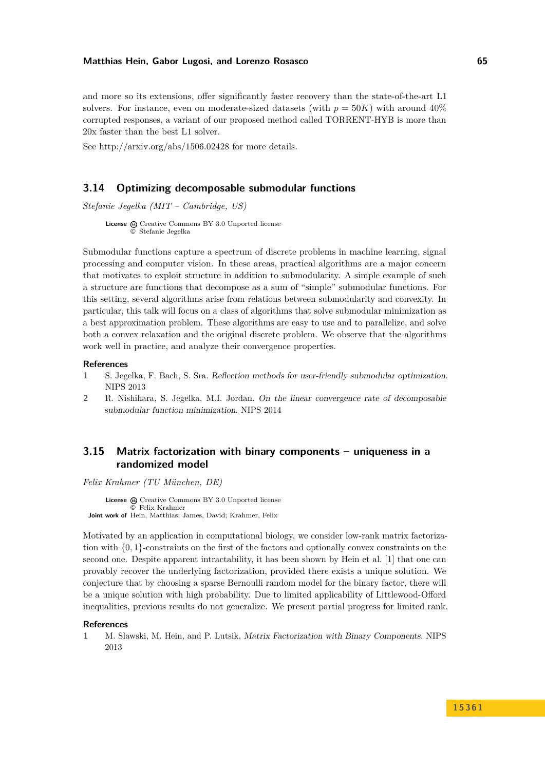and more so its extensions, offer significantly faster recovery than the state-of-the-art L1 solvers. For instance, even on moderate-sized datasets (with $p = 50K$) with around 40% corrupted responses, a variant of our proposed method called TORRENT-HYB is more than 20x faster than the best L1 solver.

See http://arxiv.org/abs/1506.02428 for more details.

## 3.14 Optimizing decomposable submodular functions

*Stefanie Jegelka (MIT – Cambridge, US)*

**License** Creative Commons BY 3.0 Unported license
© Stefanie Jegelka

Submodular functions capture a spectrum of discrete problems in machine learning, signal processing and computer vision. In these areas, practical algorithms are a major concern that motivates to exploit structure in addition to submodularity. A simple example of such a structure are functions that decompose as a sum of "simple" submodular functions. For this setting, several algorithms arise from relations between submodularity and convexity. In particular, this talk will focus on a class of algorithms that solve submodular minimization as a best approximation problem. These algorithms are easy to use and to parallelize, and solve both a convex relaxation and the original discrete problem. We observe that the algorithms work well in practice, and analyze their convergence properties.

### References

1. S. Jegelka, F. Bach, S. Sra. *Reflection methods for user-friendly submodular optimization*. NIPS 2013
2. R. Nishihara, S. Jegelka, M.I. Jordan. *On the linear convergence rate of decomposable submodular function minimization*. NIPS 2014

## 3.15 Matrix factorization with binary components – uniqueness in a randomized model

*Felix Krahmer (TU München, DE)*

**License** Creative Commons BY 3.0 Unported license
© Felix Krahmer
**Joint work of** Hein, Matthias; James, David; Krahmer, Felix

Motivated by an application in computational biology, we consider low-rank matrix factorization with $\{0, 1\}$-constraints on the first of the factors and optionally convex constraints on the second one. Despite apparent intractability, it has been shown by Hein et al. [1] that one can provably recover the underlying factorization, provided there exists a unique solution. We conjecture that by choosing a sparse Bernoulli random model for the binary factor, there will be a unique solution with high probability. Due to limited applicability of Littlewood-Offord inequalities, previous results do not generalize. We present partial progress for limited rank.

### References

1. M. Slawski, M. Hein, and P. Lutsik, *Matrix Factorization with Binary Components*. NIPS 2013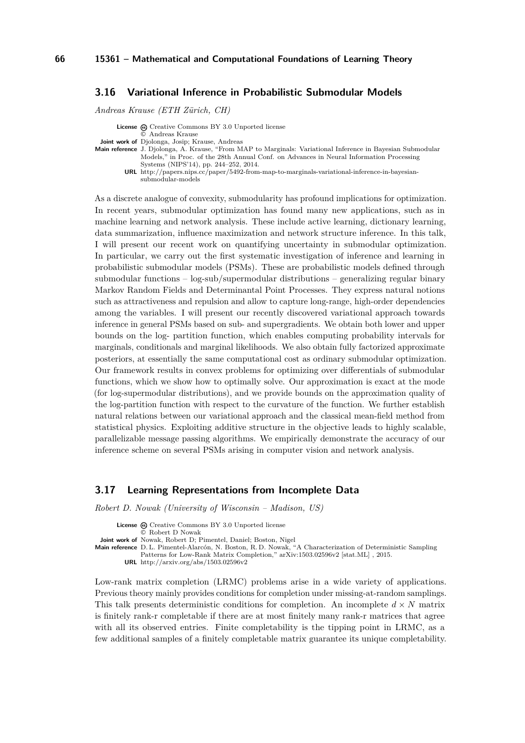### 3.16 Variational Inference in Probabilistic Submodular Models

*Andreas Krause (ETH Zürich, CH)*

**License** Creative Commons BY 3.0 Unported license
© Andreas Krause
**Joint work of** Djolonga, Josip; Krause, Andreas
**Main reference** J. Djolonga, A. Krause, "From MAP to Marginals: Variational Inference in Bayesian Submodular Models," in Proc. of the 28th Annual Conf. on Advances in Neural Information Processing Systems (NIPS'14), pp. 244–252, 2014.
**URL** http://papers.nips.cc/paper/5492-from-map-to-marginals-variational-inference-in-bayesian-submodular-models

As a discrete analogue of convexity, submodularity has profound implications for optimization. In recent years, submodular optimization has found many new applications, such as in machine learning and network analysis. These include active learning, dictionary learning, data summarization, influence maximization and network structure inference. In this talk, I will present our recent work on quantifying uncertainty in submodular optimization. In particular, we carry out the first systematic investigation of inference and learning in probabilistic submodular models (PSMs). These are probabilistic models defined through submodular functions – log-sub/supermodular distributions – generalizing regular binary Markov Random Fields and Determinantal Point Processes. They express natural notions such as attractiveness and repulsion and allow to capture long-range, high-order dependencies among the variables. I will present our recently discovered variational approach towards inference in general PSMs based on sub- and supergradients. We obtain both lower and upper bounds on the log- partition function, which enables computing probability intervals for marginals, conditionals and marginal likelihoods. We also obtain fully factorized approximate posteriors, at essentially the same computational cost as ordinary submodular optimization. Our framework results in convex problems for optimizing over differentials of submodular functions, which we show how to optimally solve. Our approximation is exact at the mode (for log-supermodular distributions), and we provide bounds on the approximation quality of the log-partition function with respect to the curvature of the function. We further establish natural relations between our variational approach and the classical mean-field method from statistical physics. Exploiting additive structure in the objective leads to highly scalable, parallelizable message passing algorithms. We empirically demonstrate the accuracy of our inference scheme on several PSMs arising in computer vision and network analysis.

### 3.17 Learning Representations from Incomplete Data

*Robert D. Nowak (University of Wisconsin – Madison, US)*

**License** Creative Commons BY 3.0 Unported license
© Robert D Nowak
**Joint work of** Nowak, Robert D; Pimentel, Daniel; Boston, Nigel
**Main reference** D. L. Pimentel-Alarcón, N. Boston, R. D. Nowak, "A Characterization of Deterministic Sampling Patterns for Low-Rank Matrix Completion," arXiv:1503.02596v2 [stat.ML] , 2015.
**URL** http://arxiv.org/abs/1503.02596v2

Low-rank matrix completion (LRMC) problems arise in a wide variety of applications. Previous theory mainly provides conditions for completion under missing-at-random samplings. This talk presents deterministic conditions for completion. An incomplete $d \times N$ matrix is finitely rank-r completable if there are at most finitely many rank-r matrices that agree with all its observed entries. Finite completability is the tipping point in LRMC, as a few additional samples of a finitely completable matrix guarantee its unique completability.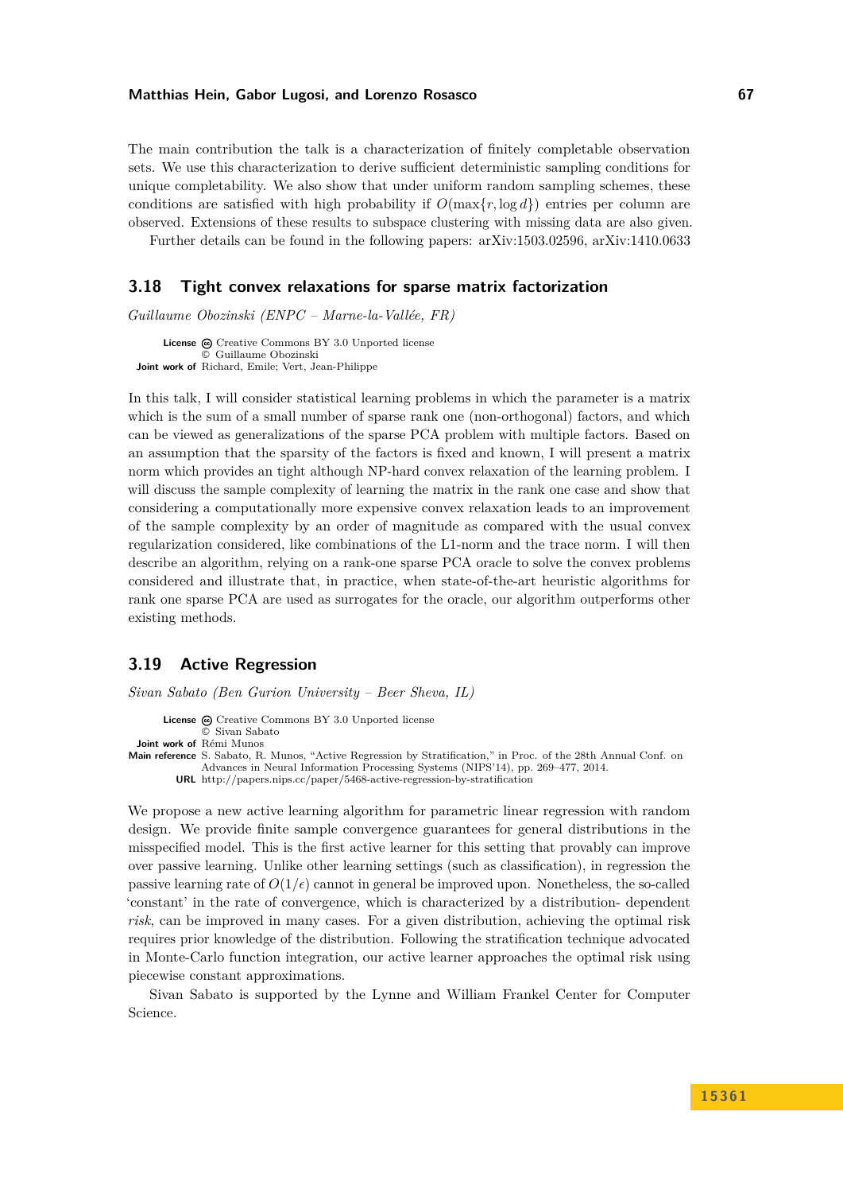The main contribution the talk is a characterization of finitely completable observation sets. We use this characterization to derive sufficient deterministic sampling conditions for unique completability. We also show that under uniform random sampling schemes, these conditions are satisfied with high probability if $O(\max\{r, \log d\})$ entries per column are observed. Extensions of these results to subspace clustering with missing data are also given.

Further details can be found in the following papers: arXiv:1503.02596, arXiv:1410.0633

## 3.18 Tight convex relaxations for sparse matrix factorization

*Guillaume Obozinski (ENPC – Marne-la-Vallée, FR)*

**License** Creative Commons BY 3.0 Unported license
© Guillaume Obozinski
**Joint work of** Richard, Emile; Vert, Jean-Philippe

In this talk, I will consider statistical learning problems in which the parameter is a matrix which is the sum of a small number of sparse rank one (non-orthogonal) factors, and which can be viewed as generalizations of the sparse PCA problem with multiple factors. Based on an assumption that the sparsity of the factors is fixed and known, I will present a matrix norm which provides an tight although NP-hard convex relaxation of the learning problem. I will discuss the sample complexity of learning the matrix in the rank one case and show that considering a computationally more expensive convex relaxation leads to an improvement of the sample complexity by an order of magnitude as compared with the usual convex regularization considered, like combinations of the L1-norm and the trace norm. I will then describe an algorithm, relying on a rank-one sparse PCA oracle to solve the convex problems considered and illustrate that, in practice, when state-of-the-art heuristic algorithms for rank one sparse PCA are used as surrogates for the oracle, our algorithm outperforms other existing methods.

## 3.19 Active Regression

*Sivan Sabato (Ben Gurion University – Beer Sheva, IL)*

**License** Creative Commons BY 3.0 Unported license
© Sivan Sabato
**Joint work of** Rémi Munos
**Main reference** S. Sabato, R. Munos, "Active Regression by Stratification," in Proc. of the 28th Annual Conf. on Advances in Neural Information Processing Systems (NIPS'14), pp. 269–477, 2014.
**URL** http://papers.nips.cc/paper/5468-active-regression-by-stratification

We propose a new active learning algorithm for parametric linear regression with random design. We provide finite sample convergence guarantees for general distributions in the misspecified model. This is the first active learner for this setting that provably can improve over passive learning. Unlike other learning settings (such as classification), in regression the passive learning rate of $O(1/\epsilon)$ cannot in general be improved upon. Nonetheless, the so-called 'constant' in the rate of convergence, which is characterized by a distribution- dependent *risk*, can be improved in many cases. For a given distribution, achieving the optimal risk requires prior knowledge of the distribution. Following the stratification technique advocated in Monte-Carlo function integration, our active learner approaches the optimal risk using piecewise constant approximations.

Sivan Sabato is supported by the Lynne and William Frankel Center for Computer Science.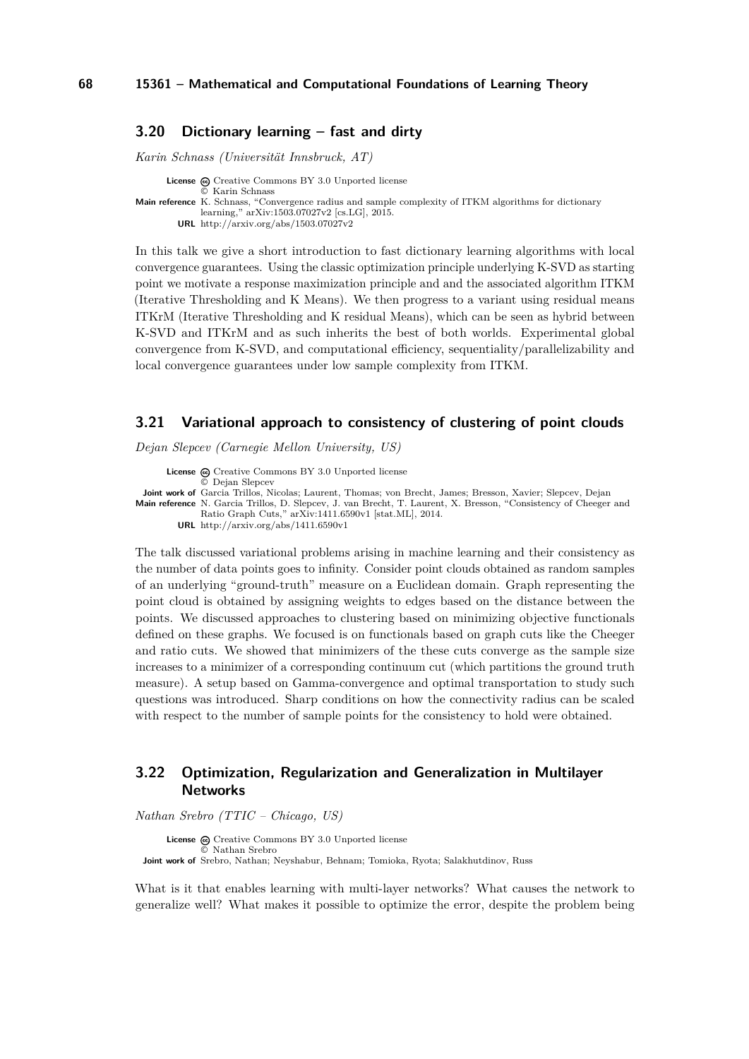## 3.20 Dictionary learning – fast and dirty

*Karin Schnass (Universität Innsbruck, AT)*

**License** Creative Commons BY 3.0 Unported license
© Karin Schnass
**Main reference** K. Schnass, "Convergence radius and sample complexity of ITKM algorithms for dictionary learning," arXiv:1503.07027v2 [cs.LG], 2015.
**URL** http://arxiv.org/abs/1503.07027v2

In this talk we give a short introduction to fast dictionary learning algorithms with local convergence guarantees. Using the classic optimization principle underlying K-SVD as starting point we motivate a response maximization principle and and the associated algorithm ITKM (Iterative Thresholding and K Means). We then progress to a variant using residual means ITKrM (Iterative Thresholding and K residual Means), which can be seen as hybrid between K-SVD and ITKrM and as such inherits the best of both worlds. Experimental global convergence from K-SVD, and computational efficiency, sequentiality/parallelizability and local convergence guarantees under low sample complexity from ITKM.

## 3.21 Variational approach to consistency of clustering of point clouds

*Dejan Slepcev (Carnegie Mellon University, US)*

**License** Creative Commons BY 3.0 Unported license
© Dejan Slepcev
**Joint work of** Garcia Trillos, Nicolas; Laurent, Thomas; von Brecht, James; Bresson, Xavier; Slepcev, Dejan
**Main reference** N. Garcia Trillos, D. Slepcev, J. van Brecht, T. Laurent, X. Bresson, "Consistency of Cheeger and Ratio Graph Cuts," arXiv:1411.6590v1 [stat.ML], 2014.
**URL** http://arxiv.org/abs/1411.6590v1

The talk discussed variational problems arising in machine learning and their consistency as the number of data points goes to infinity. Consider point clouds obtained as random samples of an underlying "ground-truth" measure on a Euclidean domain. Graph representing the point cloud is obtained by assigning weights to edges based on the distance between the points. We discussed approaches to clustering based on minimizing objective functionals defined on these graphs. We focused is on functionals based on graph cuts like the Cheeger and ratio cuts. We showed that minimizers of the these cuts converge as the sample size increases to a minimizer of a corresponding continuum cut (which partitions the ground truth measure). A setup based on Gamma-convergence and optimal transportation to study such questions was introduced. Sharp conditions on how the connectivity radius can be scaled with respect to the number of sample points for the consistency to hold were obtained.

## 3.22 Optimization, Regularization and Generalization in Multilayer Networks

*Nathan Srebro (TTIC – Chicago, US)*

**License** Creative Commons BY 3.0 Unported license
© Nathan Srebro
**Joint work of** Srebro, Nathan; Neyshabur, Behnam; Tomioka, Ryota; Salakhutdinov, Russ

What is it that enables learning with multi-layer networks? What causes the network to generalize well? What makes it possible to optimize the error, despite the problem being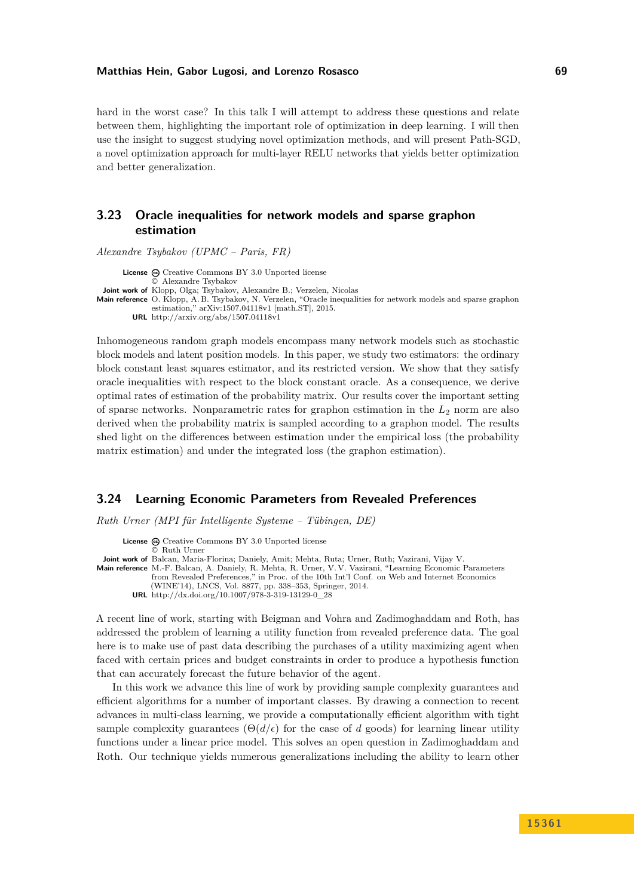hard in the worst case? In this talk I will attempt to address these questions and relate between them, highlighting the important role of optimization in deep learning. I will then use the insight to suggest studying novel optimization methods, and will present Path-SGD, a novel optimization approach for multi-layer RELU networks that yields better optimization and better generalization.

### 3.23 Oracle inequalities for network models and sparse graphon estimation

*Alexandre Tsybakov (UPMC – Paris, FR)*

**License** Creative Commons BY 3.0 Unported license
© Alexandre Tsybakov
**Joint work of** Klopp, Olga; Tsybakov, Alexandre B.; Verzelen, Nicolas
**Main reference** O. Klopp, A. B. Tsybakov, N. Verzelen, "Oracle inequalities for network models and sparse graphon estimation," arXiv:1507.04118v1 [math.ST], 2015.
**URL** http://arxiv.org/abs/1507.04118v1

Inhomogeneous random graph models encompass many network models such as stochastic block models and latent position models. In this paper, we study two estimators: the ordinary block constant least squares estimator, and its restricted version. We show that they satisfy oracle inequalities with respect to the block constant oracle. As a consequence, we derive optimal rates of estimation of the probability matrix. Our results cover the important setting of sparse networks. Nonparametric rates for graphon estimation in the $L_2$ norm are also derived when the probability matrix is sampled according to a graphon model. The results shed light on the differences between estimation under the empirical loss (the probability matrix estimation) and under the integrated loss (the graphon estimation).

### 3.24 Learning Economic Parameters from Revealed Preferences

*Ruth Urner (MPI für Intelligente Systeme – Tübingen, DE)*

**License** Creative Commons BY 3.0 Unported license
© Ruth Urner
**Joint work of** Balcan, Maria-Florina; Daniely, Amit; Mehta, Ruta; Urner, Ruth; Vazirani, Vijay V.
**Main reference** M.-F. Balcan, A. Daniely, R. Mehta, R. Urner, V. V. Vazirani, "Learning Economic Parameters from Revealed Preferences," in Proc. of the 10th Int'l Conf. on Web and Internet Economics (WINE'14), LNCS, Vol. 8877, pp. 338–353, Springer, 2014.
**URL** http://dx.doi.org/10.1007/978-3-319-13129-0_28

A recent line of work, starting with Beigman and Vohra and Zadimoghaddam and Roth, has addressed the problem of learning a utility function from revealed preference data. The goal here is to make use of past data describing the purchases of a utility maximizing agent when faced with certain prices and budget constraints in order to produce a hypothesis function that can accurately forecast the future behavior of the agent.

In this work we advance this line of work by providing sample complexity guarantees and efficient algorithms for a number of important classes. By drawing a connection to recent advances in multi-class learning, we provide a computationally efficient algorithm with tight sample complexity guarantees ($\Theta(d/\epsilon)$ for the case of $d$ goods) for learning linear utility functions under a linear price model. This solves an open question in Zadimoghaddam and Roth. Our technique yields numerous generalizations including the ability to learn other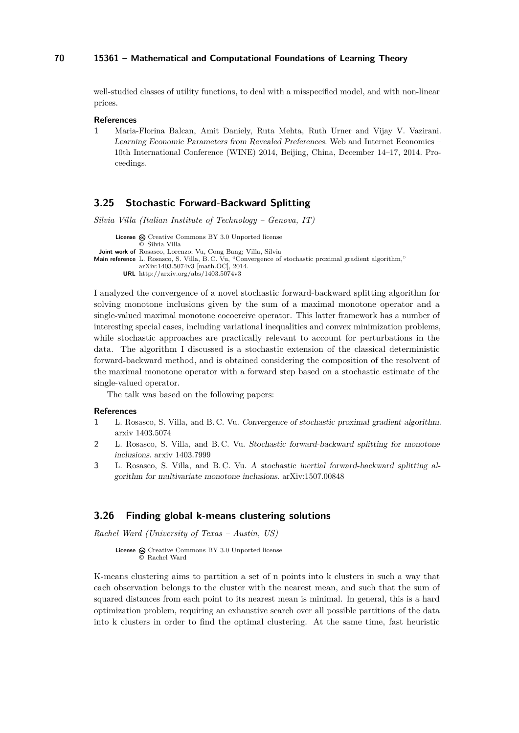well-studied classes of utility functions, to deal with a misspecified model, and with non-linear prices.

**References**

1. Maria-Florina Balcan, Amit Daniely, Ruta Mehta, Ruth Urner and Vijay V. Vazirani. *Learning Economic Parameters from Revealed Preferences*. Web and Internet Economics – 10th International Conference (WINE) 2014, Beijing, China, December 14–17, 2014. Proceedings.

## 3.25 Stochastic Forward-Backward Splitting

*Silvia Villa (Italian Institute of Technology – Genova, IT)*

**License** Creative Commons BY 3.0 Unported license
© Silvia Villa
**Joint work of** Rosasco, Lorenzo; Vu, Cong Bang; Villa, Silvia
**Main reference** L. Rosasco, S. Villa, B. C. Vu, "Convergence of stochastic proximal gradient algorithm," arXiv:1403.5074v3 [math.OC], 2014.
**URL** http://arxiv.org/abs/1403.5074v3

I analyzed the convergence of a novel stochastic forward-backward splitting algorithm for solving monotone inclusions given by the sum of a maximal monotone operator and a single-valued maximal monotone cocoercive operator. This latter framework has a number of interesting special cases, including variational inequalities and convex minimization problems, while stochastic approaches are practically relevant to account for perturbations in the data. The algorithm I discussed is a stochastic extension of the classical deterministic forward-backward method, and is obtained considering the composition of the resolvent of the maximal monotone operator with a forward step based on a stochastic estimate of the single-valued operator.

The talk was based on the following papers:

**References**

1. L. Rosasco, S. Villa, and B. C. Vu. *Convergence of stochastic proximal gradient algorithm*. arxiv 1403.5074
2. L. Rosasco, S. Villa, and B. C. Vu. *Stochastic forward-backward splitting for monotone inclusions*. arxiv 1403.7999
3. L. Rosasco, S. Villa, and B. C. Vu. *A stochastic inertial forward-backward splitting algorithm for multivariate monotone inclusions*. arXiv:1507.00848

## 3.26 Finding global k-means clustering solutions

*Rachel Ward (University of Texas – Austin, US)*

**License** Creative Commons BY 3.0 Unported license
© Rachel Ward

K-means clustering aims to partition a set of n points into k clusters in such a way that each observation belongs to the cluster with the nearest mean, and such that the sum of squared distances from each point to its nearest mean is minimal. In general, this is a hard optimization problem, requiring an exhaustive search over all possible partitions of the data into k clusters in order to find the optimal clustering. At the same time, fast heuristic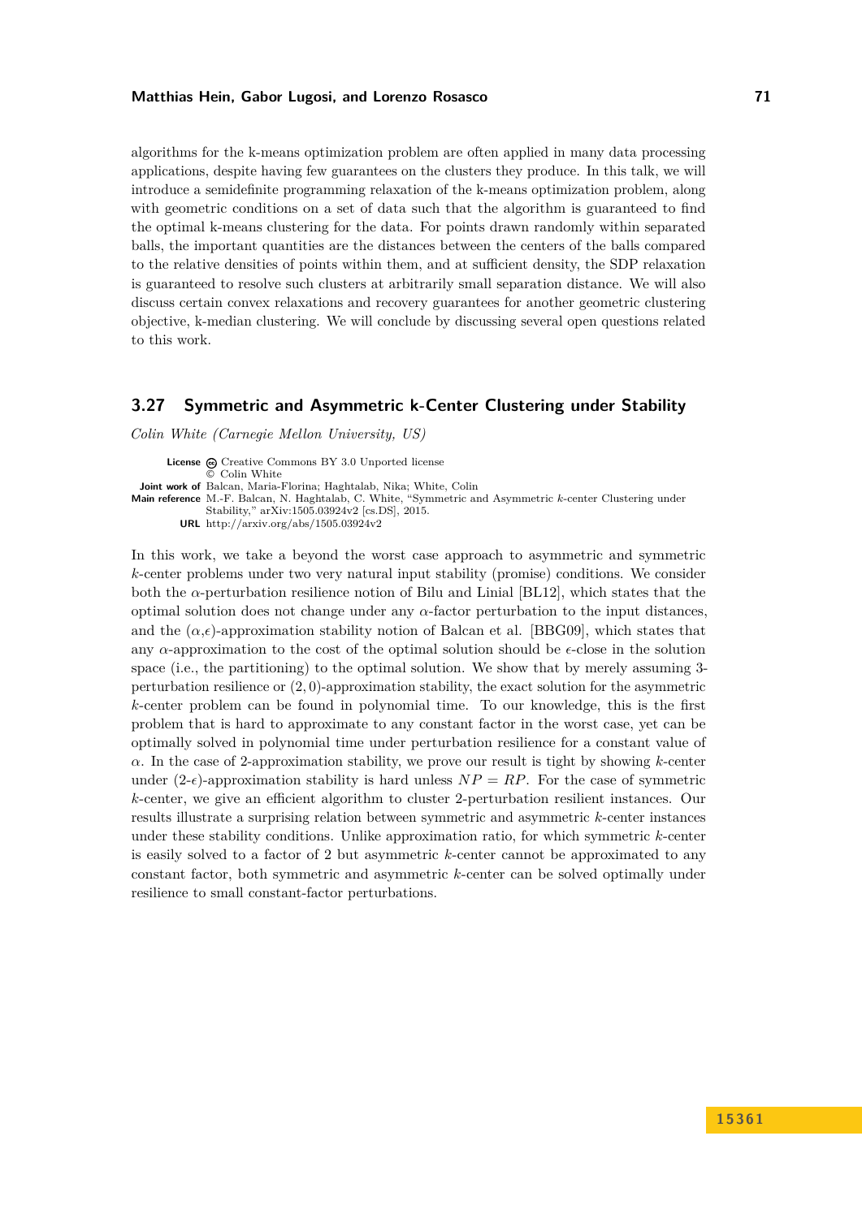algorithms for the k-means optimization problem are often applied in many data processing applications, despite having few guarantees on the clusters they produce. In this talk, we will introduce a semidefinite programming relaxation of the k-means optimization problem, along with geometric conditions on a set of data such that the algorithm is guaranteed to find the optimal k-means clustering for the data. For points drawn randomly within separated balls, the important quantities are the distances between the centers of the balls compared to the relative densities of points within them, and at sufficient density, the SDP relaxation is guaranteed to resolve such clusters at arbitrarily small separation distance. We will also discuss certain convex relaxations and recovery guarantees for another geometric clustering objective, k-median clustering. We will conclude by discussing several open questions related to this work.

## 3.27 Symmetric and Asymmetric k-Center Clustering under Stability

*Colin White (Carnegie Mellon University, US)*

**License** Creative Commons BY 3.0 Unported license
© Colin White
**Joint work of** Balcan, Maria-Florina; Haghtalab, Nika; White, Colin
**Main reference** M.-F. Balcan, N. Haghtalab, C. White, "Symmetric and Asymmetric $k$-center Clustering under Stability," arXiv:1505.03924v2 [cs.DS], 2015.
**URL** http://arxiv.org/abs/1505.03924v2

In this work, we take a beyond the worst case approach to asymmetric and symmetric $k$-center problems under two very natural input stability (promise) conditions. We consider both the $\alpha$-perturbation resilience notion of Bilu and Linial [BL12], which states that the optimal solution does not change under any $\alpha$-factor perturbation to the input distances, and the $(\alpha,\epsilon)$-approximation stability notion of Balcan et al. [BBG09], which states that any $\alpha$-approximation to the cost of the optimal solution should be $\epsilon$-close in the solution space (i.e., the partitioning) to the optimal solution. We show that by merely assuming 3-perturbation resilience or $(2, 0)$-approximation stability, the exact solution for the asymmetric $k$-center problem can be found in polynomial time. To our knowledge, this is the first problem that is hard to approximate to any constant factor in the worst case, yet can be optimally solved in polynomial time under perturbation resilience for a constant value of $\alpha$. In the case of 2-approximation stability, we prove our result is tight by showing $k$-center under $(2\text{-}\epsilon)$-approximation stability is hard unless $NP = RP$. For the case of symmetric $k$-center, we give an efficient algorithm to cluster 2-perturbation resilient instances. Our results illustrate a surprising relation between symmetric and asymmetric $k$-center instances under these stability conditions. Unlike approximation ratio, for which symmetric $k$-center is easily solved to a factor of 2 but asymmetric $k$-center cannot be approximated to any constant factor, both symmetric and asymmetric $k$-center can be solved optimally under resilience to small constant-factor perturbations.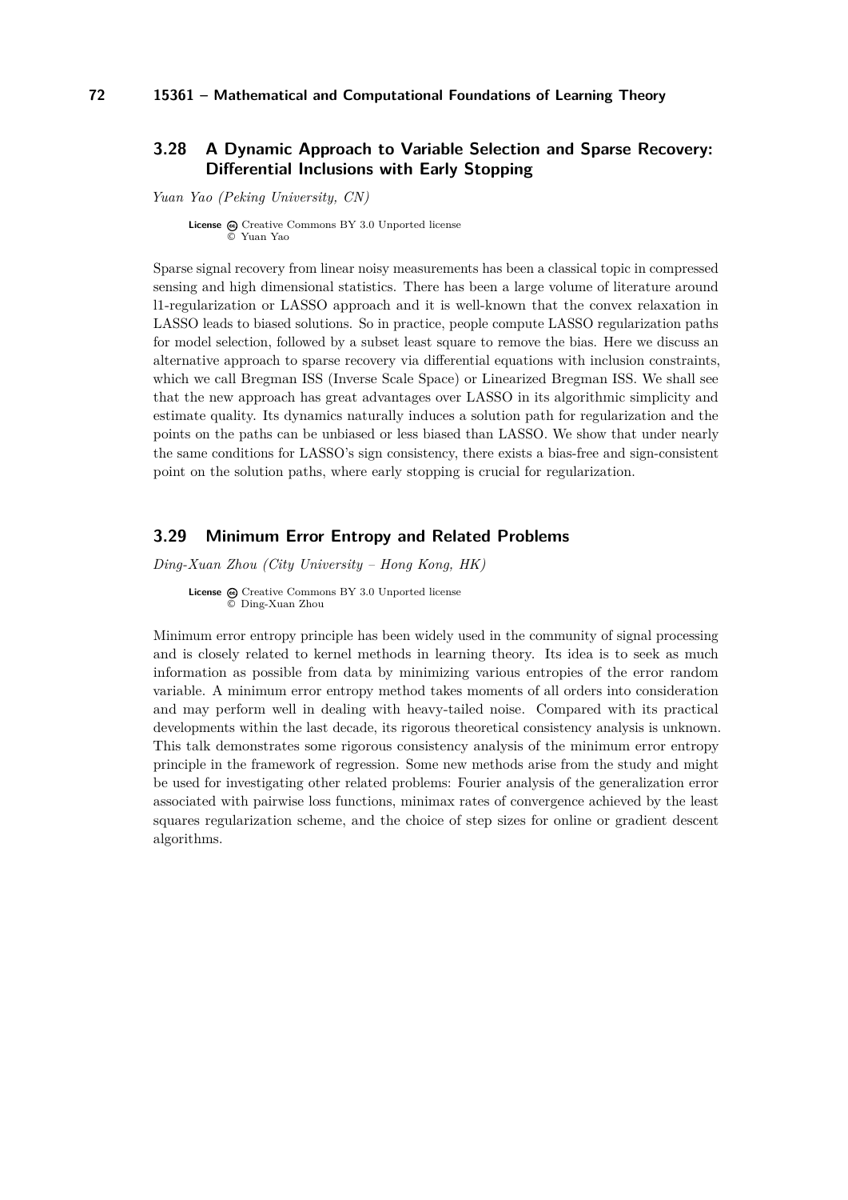### 3.28 A Dynamic Approach to Variable Selection and Sparse Recovery: Differential Inclusions with Early Stopping

*Yuan Yao (Peking University, CN)*

**License** Creative Commons BY 3.0 Unported license
© Yuan Yao

Sparse signal recovery from linear noisy measurements has been a classical topic in compressed sensing and high dimensional statistics. There has been a large volume of literature around l1-regularization or LASSO approach and it is well-known that the convex relaxation in LASSO leads to biased solutions. So in practice, people compute LASSO regularization paths for model selection, followed by a subset least square to remove the bias. Here we discuss an alternative approach to sparse recovery via differential equations with inclusion constraints, which we call Bregman ISS (Inverse Scale Space) or Linearized Bregman ISS. We shall see that the new approach has great advantages over LASSO in its algorithmic simplicity and estimate quality. Its dynamics naturally induces a solution path for regularization and the points on the paths can be unbiased or less biased than LASSO. We show that under nearly the same conditions for LASSO's sign consistency, there exists a bias-free and sign-consistent point on the solution paths, where early stopping is crucial for regularization.

### 3.29 Minimum Error Entropy and Related Problems

*Ding-Xuan Zhou (City University – Hong Kong, HK)*

**License** Creative Commons BY 3.0 Unported license
© Ding-Xuan Zhou

Minimum error entropy principle has been widely used in the community of signal processing and is closely related to kernel methods in learning theory. Its idea is to seek as much information as possible from data by minimizing various entropies of the error random variable. A minimum error entropy method takes moments of all orders into consideration and may perform well in dealing with heavy-tailed noise. Compared with its practical developments within the last decade, its rigorous theoretical consistency analysis is unknown. This talk demonstrates some rigorous consistency analysis of the minimum error entropy principle in the framework of regression. Some new methods arise from the study and might be used for investigating other related problems: Fourier analysis of the generalization error associated with pairwise loss functions, minimax rates of convergence achieved by the least squares regularization scheme, and the choice of step sizes for online or gradient descent algorithms.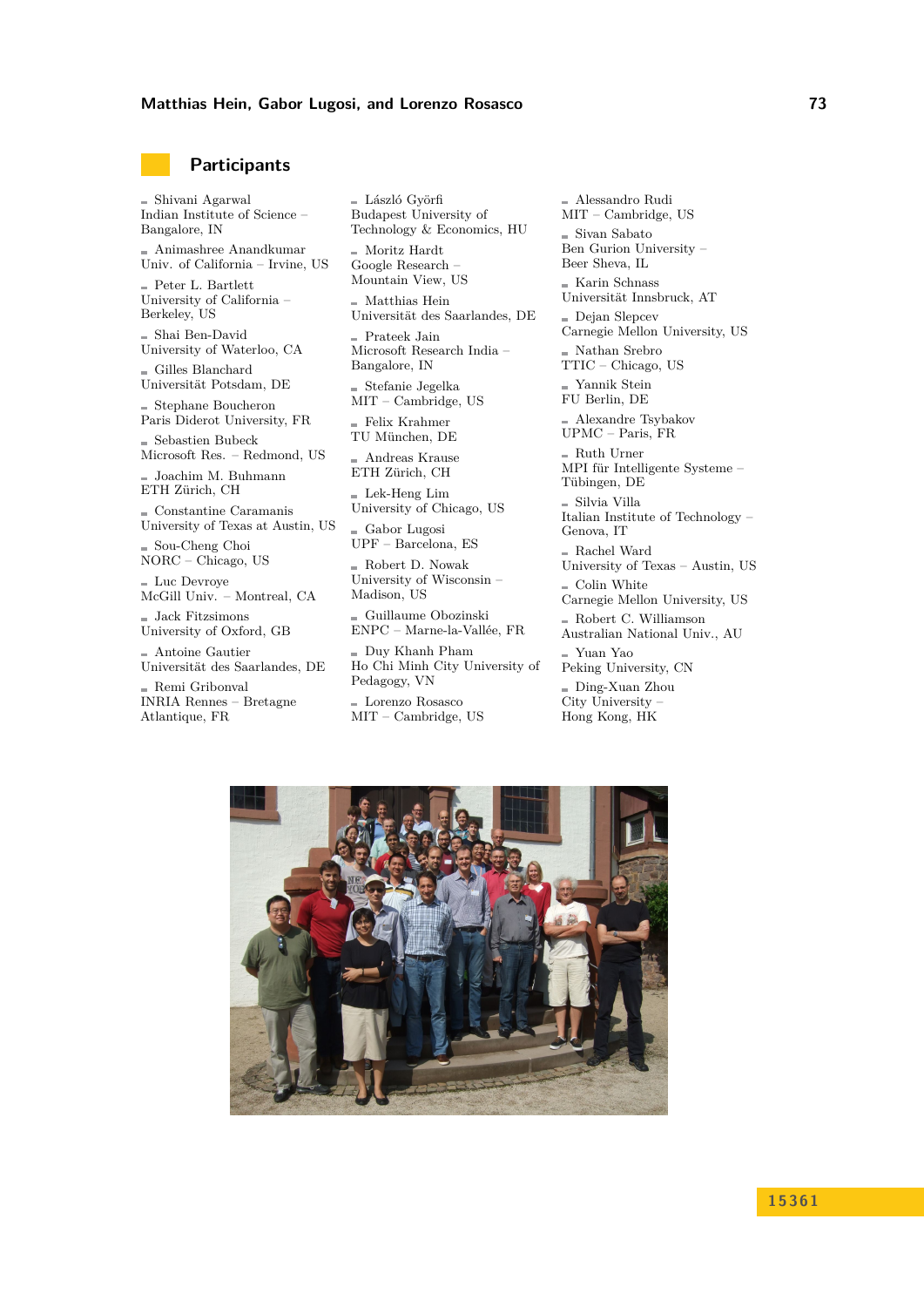# Participants

- Shivani Agarwal
  Indian Institute of Science – Bangalore, IN
- Animashree Anandkumar
  Univ. of California – Irvine, US
- Peter L. Bartlett
  University of California – Berkeley, US
- Shai Ben-David
  University of Waterloo, CA
- Gilles Blanchard
  Universität Potsdam, DE
- Stephane Boucheron
  Paris Diderot University, FR
- Sebastien Bubeck
  Microsoft Res. – Redmond, US
- Joachim M. Buhmann
  ETH Zürich, CH
- Constantine Caramanis
  University of Texas at Austin, US
- Sou-Cheng Choi
  NORC – Chicago, US
- Luc Devroye
  McGill Univ. – Montreal, CA
- Jack Fitzsimons
  University of Oxford, GB
- Antoine Gautier
  Universität des Saarlandes, DE
- Remi Gribonval
  INRIA Rennes – Bretagne Atlantique, FR
- László Györfi
  Budapest University of Technology & Economics, HU
- Moritz Hardt
  Google Research – Mountain View, US
- Matthias Hein
  Universität des Saarlandes, DE
- Prateek Jain
  Microsoft Research India – Bangalore, IN
- Stefanie Jegelka
  MIT – Cambridge, US
- Felix Krahmer
  TU München, DE
- Andreas Krause
  ETH Zürich, CH
- Lek-Heng Lim
  University of Chicago, US
- Gabor Lugosi
  UPF – Barcelona, ES
- Robert D. Nowak
  University of Wisconsin – Madison, US
- Guillaume Obozinski
  ENPC – Marne-la-Vallée, FR
- Duy Khanh Pham
  Ho Chi Minh City University of Pedagogy, VN
- Lorenzo Rosasco
  MIT – Cambridge, US
- Alessandro Rudi
  MIT – Cambridge, US
- Sivan Sabato
  Ben Gurion University – Beer Sheva, IL
- Karin Schnass
  Universität Innsbruck, AT
- Dejan Slepcev
  Carnegie Mellon University, US
- Nathan Srebro
  TTIC – Chicago, US
- Yannik Stein
  FU Berlin, DE
- Alexandre Tsybakov
  UPMC – Paris, FR
- Ruth Urner
  MPI für Intelligente Systeme – Tübingen, DE
- Silvia Villa
  Italian Institute of Technology – Genova, IT
- Rachel Ward
  University of Texas – Austin, US
- Colin White
  Carnegie Mellon University, US
- Robert C. Williamson
  Australian National Univ., AU
- Yuan Yao
  Peking University, CN
- Ding-Xuan Zhou
  City University – Hong Kong, HK